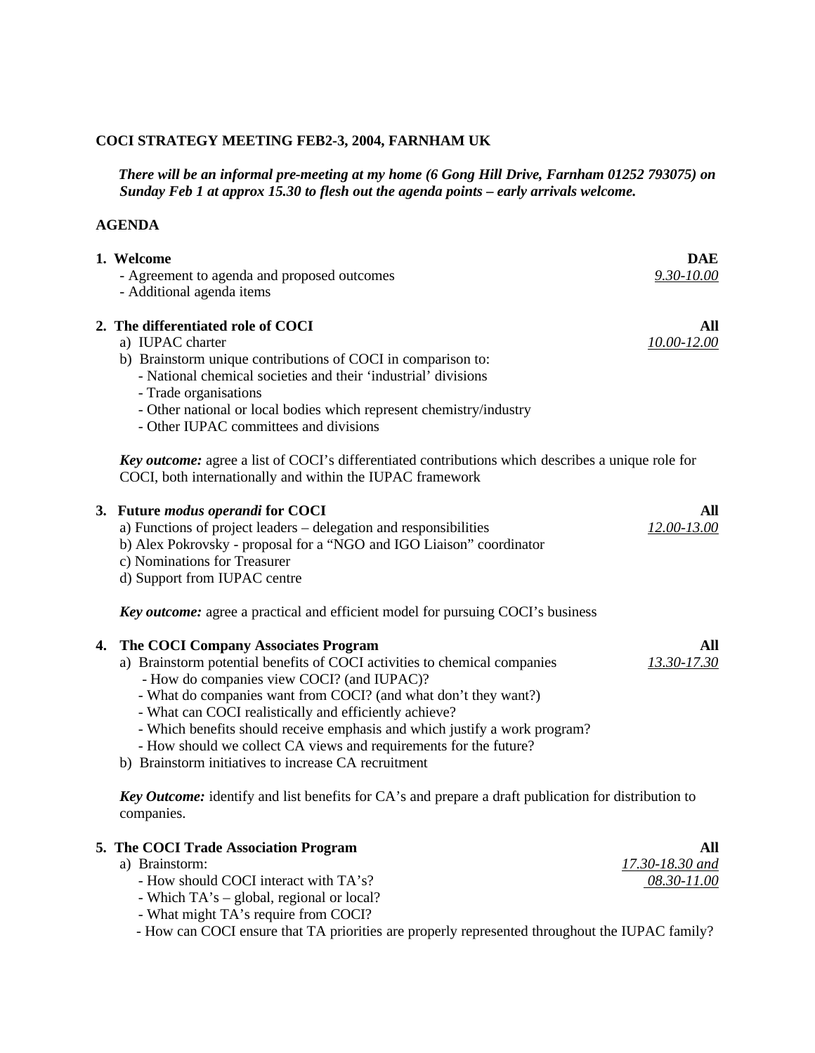**COCI STRATEGY MEETING FEB2-3, 2004, FARNHAM UK**

***There will be an informal pre-meeting at my home (6 Gong Hill Drive, Farnham 01252 793075) on Sunday Feb 1 at approx 15.30 to flesh out the agenda points – early arrivals welcome.***

**AGENDA**

**1. Welcome** — **DAE** — *9.30-10.00*

- Agreement to agenda and proposed outcomes
- Additional agenda items

**2. The differentiated role of COCI** — **All** — *10.00-12.00*

a) IUPAC charter

b) Brainstorm unique contributions of COCI in comparison to:
- National chemical societies and their 'industrial' divisions
- Trade organisations
- Other national or local bodies which represent chemistry/industry
- Other IUPAC committees and divisions

***Key outcome:*** agree a list of COCI's differentiated contributions which describes a unique role for COCI, both internationally and within the IUPAC framework

**3. Future *modus operandi* for COCI** — **All** — *12.00-13.00*

a) Functions of project leaders – delegation and responsibilities

b) Alex Pokrovsky - proposal for a "NGO and IGO Liaison" coordinator

c) Nominations for Treasurer

d) Support from IUPAC centre

***Key outcome:*** agree a practical and efficient model for pursuing COCI's business

**4. The COCI Company Associates Program** — **All** — *13.30-17.30*

a) Brainstorm potential benefits of COCI activities to chemical companies
- How do companies view COCI? (and IUPAC)?
- What do companies want from COCI? (and what don't they want?)
- What can COCI realistically and efficiently achieve?
- Which benefits should receive emphasis and which justify a work program?
- How should we collect CA views and requirements for the future?

b) Brainstorm initiatives to increase CA recruitment

***Key Outcome:*** identify and list benefits for CA's and prepare a draft publication for distribution to companies.

**5. The COCI Trade Association Program** — **All** — *17.30-18.30 and 08.30-11.00*

a) Brainstorm:
- How should COCI interact with TA's?
- Which TA's – global, regional or local?
- What might TA's require from COCI?
- How can COCI ensure that TA priorities are properly represented throughout the IUPAC family?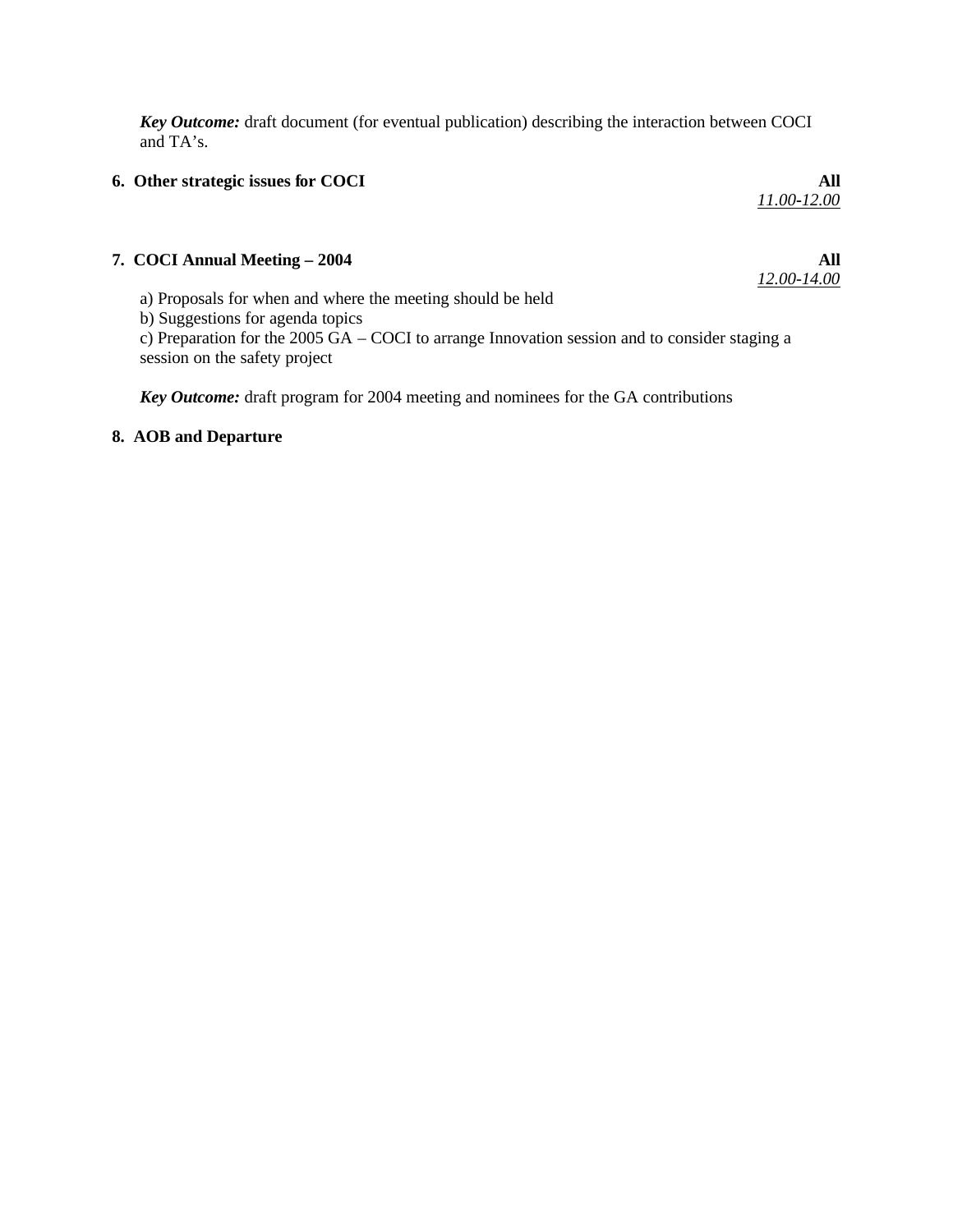***Key Outcome:*** draft document (for eventual publication) describing the interaction between COCI and TA's.

**6. Other strategic issues for COCI** **All**
*11.00-12.00*

**7. COCI Annual Meeting – 2004** **All**
*12.00-14.00*

a) Proposals for when and where the meeting should be held
b) Suggestions for agenda topics
c) Preparation for the 2005 GA – COCI to arrange Innovation session and to consider staging a session on the safety project

***Key Outcome:*** draft program for 2004 meeting and nominees for the GA contributions

**8. AOB and Departure**